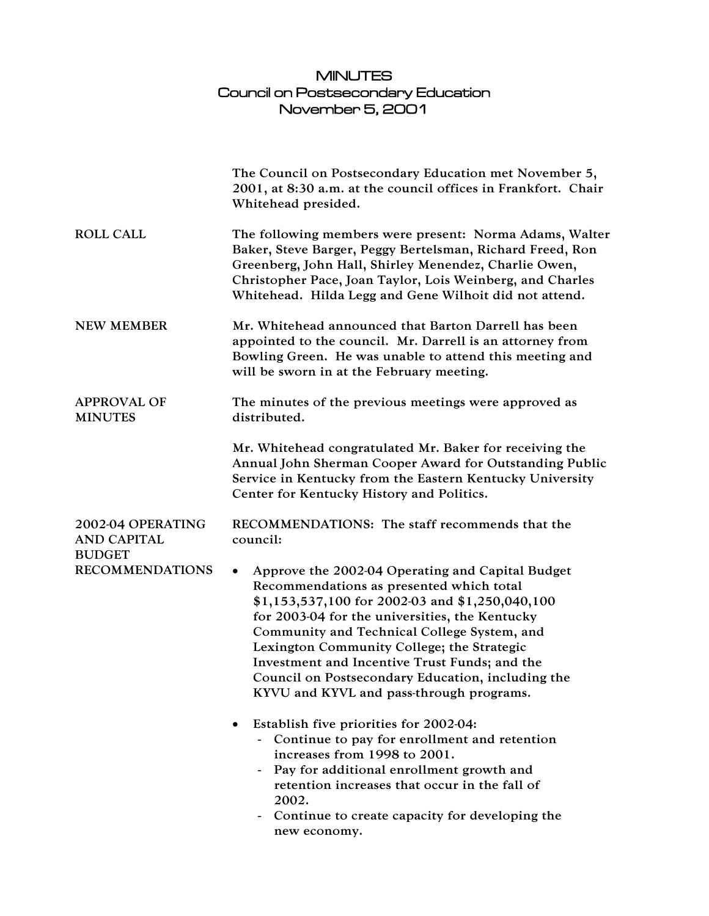# MINUTES
## Council on Postsecondary Education
## November 5, 2001

The Council on Postsecondary Education met November 5, 2001, at 8:30 a.m. at the council offices in Frankfort. Chair Whitehead presided.

**ROLL CALL**

The following members were present: Norma Adams, Walter Baker, Steve Barger, Peggy Bertelsman, Richard Freed, Ron Greenberg, John Hall, Shirley Menendez, Charlie Owen, Christopher Pace, Joan Taylor, Lois Weinberg, and Charles Whitehead. Hilda Legg and Gene Wilhoit did not attend.

**NEW MEMBER**

Mr. Whitehead announced that Barton Darrell has been appointed to the council. Mr. Darrell is an attorney from Bowling Green. He was unable to attend this meeting and will be sworn in at the February meeting.

**APPROVAL OF MINUTES**

The minutes of the previous meetings were approved as distributed.

Mr. Whitehead congratulated Mr. Baker for receiving the Annual John Sherman Cooper Award for Outstanding Public Service in Kentucky from the Eastern Kentucky University Center for Kentucky History and Politics.

**2002-04 OPERATING AND CAPITAL BUDGET RECOMMENDATIONS**

RECOMMENDATIONS: The staff recommends that the council:

- Approve the 2002-04 Operating and Capital Budget Recommendations as presented which total $1,153,537,100 for 2002-03 and $1,250,040,100 for 2003-04 for the universities, the Kentucky Community and Technical College System, and Lexington Community College; the Strategic Investment and Incentive Trust Funds; and the Council on Postsecondary Education, including the KYVU and KYVL and pass-through programs.
- Establish five priorities for 2002-04:
  - Continue to pay for enrollment and retention increases from 1998 to 2001.
  - Pay for additional enrollment growth and retention increases that occur in the fall of 2002.
  - Continue to create capacity for developing the new economy.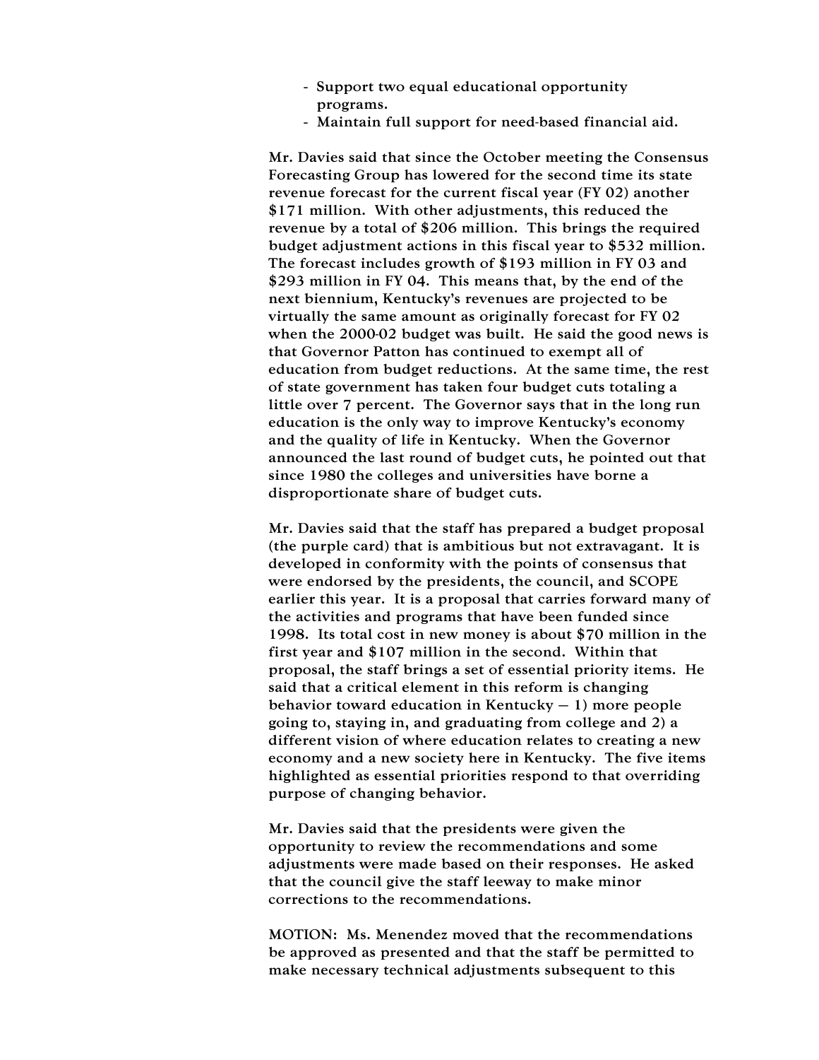- Support two equal educational opportunity programs.
- Maintain full support for need-based financial aid.

Mr. Davies said that since the October meeting the Consensus Forecasting Group has lowered for the second time its state revenue forecast for the current fiscal year (FY 02) another $171 million. With other adjustments, this reduced the revenue by a total of $206 million. This brings the required budget adjustment actions in this fiscal year to $532 million. The forecast includes growth of $193 million in FY 03 and $293 million in FY 04. This means that, by the end of the next biennium, Kentucky's revenues are projected to be virtually the same amount as originally forecast for FY 02 when the 2000-02 budget was built. He said the good news is that Governor Patton has continued to exempt all of education from budget reductions. At the same time, the rest of state government has taken four budget cuts totaling a little over 7 percent. The Governor says that in the long run education is the only way to improve Kentucky's economy and the quality of life in Kentucky. When the Governor announced the last round of budget cuts, he pointed out that since 1980 the colleges and universities have borne a disproportionate share of budget cuts.

Mr. Davies said that the staff has prepared a budget proposal (the purple card) that is ambitious but not extravagant. It is developed in conformity with the points of consensus that were endorsed by the presidents, the council, and SCOPE earlier this year. It is a proposal that carries forward many of the activities and programs that have been funded since 1998. Its total cost in new money is about $70 million in the first year and $107 million in the second. Within that proposal, the staff brings a set of essential priority items. He said that a critical element in this reform is changing behavior toward education in Kentucky – 1) more people going to, staying in, and graduating from college and 2) a different vision of where education relates to creating a new economy and a new society here in Kentucky. The five items highlighted as essential priorities respond to that overriding purpose of changing behavior.

Mr. Davies said that the presidents were given the opportunity to review the recommendations and some adjustments were made based on their responses. He asked that the council give the staff leeway to make minor corrections to the recommendations.

MOTION: Ms. Menendez moved that the recommendations be approved as presented and that the staff be permitted to make necessary technical adjustments subsequent to this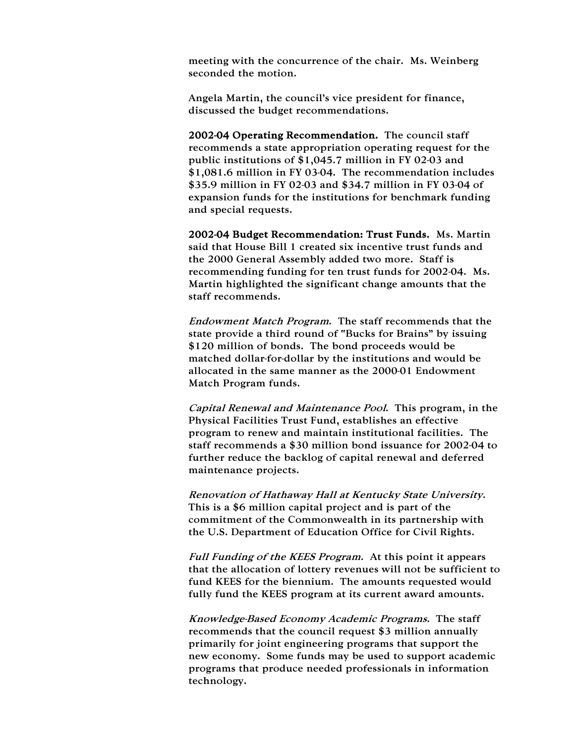meeting with the concurrence of the chair. Ms. Weinberg seconded the motion.

Angela Martin, the council's vice president for finance, discussed the budget recommendations.

**2002-04 Operating Recommendation.** The council staff recommends a state appropriation operating request for the public institutions of $1,045.7 million in FY 02-03 and $1,081.6 million in FY 03-04. The recommendation includes $35.9 million in FY 02-03 and $34.7 million in FY 03-04 of expansion funds for the institutions for benchmark funding and special requests.

**2002-04 Budget Recommendation: Trust Funds.** Ms. Martin said that House Bill 1 created six incentive trust funds and the 2000 General Assembly added two more. Staff is recommending funding for ten trust funds for 2002-04. Ms. Martin highlighted the significant change amounts that the staff recommends.

*Endowment Match Program.* The staff recommends that the state provide a third round of "Bucks for Brains" by issuing $120 million of bonds. The bond proceeds would be matched dollar-for-dollar by the institutions and would be allocated in the same manner as the 2000-01 Endowment Match Program funds.

*Capital Renewal and Maintenance Pool.* This program, in the Physical Facilities Trust Fund, establishes an effective program to renew and maintain institutional facilities. The staff recommends a $30 million bond issuance for 2002-04 to further reduce the backlog of capital renewal and deferred maintenance projects.

*Renovation of Hathaway Hall at Kentucky State University.* This is a $6 million capital project and is part of the commitment of the Commonwealth in its partnership with the U.S. Department of Education Office for Civil Rights.

*Full Funding of the KEES Program.* At this point it appears that the allocation of lottery revenues will not be sufficient to fund KEES for the biennium. The amounts requested would fully fund the KEES program at its current award amounts.

*Knowledge-Based Economy Academic Programs.* The staff recommends that the council request $3 million annually primarily for joint engineering programs that support the new economy. Some funds may be used to support academic programs that produce needed professionals in information technology.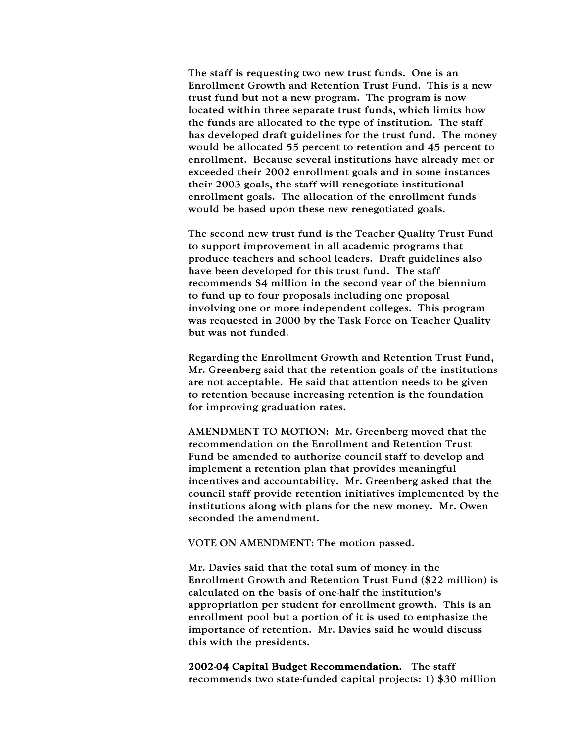The staff is requesting two new trust funds. One is an Enrollment Growth and Retention Trust Fund. This is a new trust fund but not a new program. The program is now located within three separate trust funds, which limits how the funds are allocated to the type of institution. The staff has developed draft guidelines for the trust fund. The money would be allocated 55 percent to retention and 45 percent to enrollment. Because several institutions have already met or exceeded their 2002 enrollment goals and in some instances their 2003 goals, the staff will renegotiate institutional enrollment goals. The allocation of the enrollment funds would be based upon these new renegotiated goals.

The second new trust fund is the Teacher Quality Trust Fund to support improvement in all academic programs that produce teachers and school leaders. Draft guidelines also have been developed for this trust fund. The staff recommends $4 million in the second year of the biennium to fund up to four proposals including one proposal involving one or more independent colleges. This program was requested in 2000 by the Task Force on Teacher Quality but was not funded.

Regarding the Enrollment Growth and Retention Trust Fund, Mr. Greenberg said that the retention goals of the institutions are not acceptable. He said that attention needs to be given to retention because increasing retention is the foundation for improving graduation rates.

AMENDMENT TO MOTION: Mr. Greenberg moved that the recommendation on the Enrollment and Retention Trust Fund be amended to authorize council staff to develop and implement a retention plan that provides meaningful incentives and accountability. Mr. Greenberg asked that the council staff provide retention initiatives implemented by the institutions along with plans for the new money. Mr. Owen seconded the amendment.

VOTE ON AMENDMENT: The motion passed.

Mr. Davies said that the total sum of money in the Enrollment Growth and Retention Trust Fund ($22 million) is calculated on the basis of one-half the institution's appropriation per student for enrollment growth. This is an enrollment pool but a portion of it is used to emphasize the importance of retention. Mr. Davies said he would discuss this with the presidents.

**2002-04 Capital Budget Recommendation.** The staff recommends two state-funded capital projects: 1) $30 million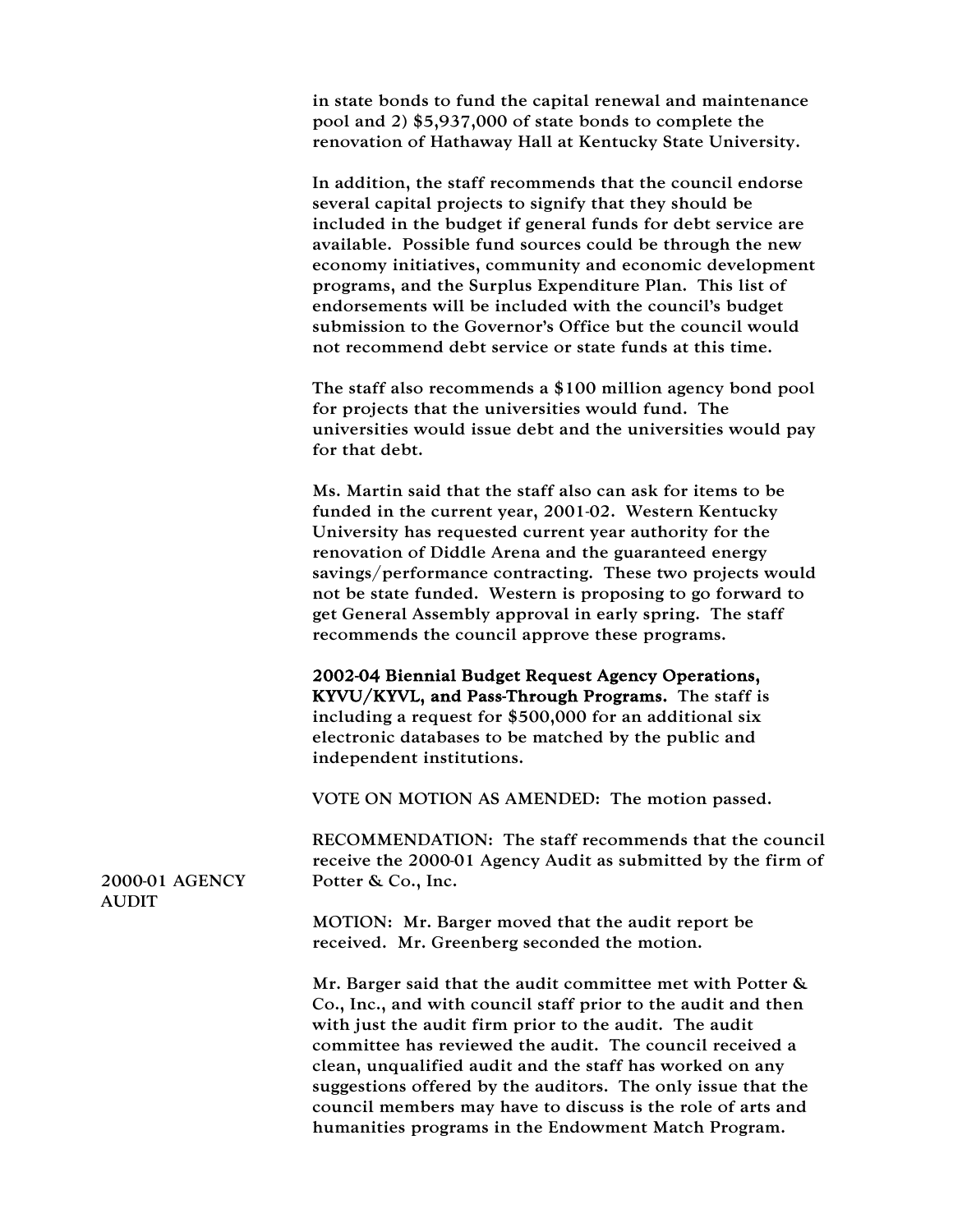in state bonds to fund the capital renewal and maintenance pool and 2) $5,937,000 of state bonds to complete the renovation of Hathaway Hall at Kentucky State University.

In addition, the staff recommends that the council endorse several capital projects to signify that they should be included in the budget if general funds for debt service are available. Possible fund sources could be through the new economy initiatives, community and economic development programs, and the Surplus Expenditure Plan. This list of endorsements will be included with the council's budget submission to the Governor's Office but the council would not recommend debt service or state funds at this time.

The staff also recommends a $100 million agency bond pool for projects that the universities would fund. The universities would issue debt and the universities would pay for that debt.

Ms. Martin said that the staff also can ask for items to be funded in the current year, 2001-02. Western Kentucky University has requested current year authority for the renovation of Diddle Arena and the guaranteed energy savings/performance contracting. These two projects would not be state funded. Western is proposing to go forward to get General Assembly approval in early spring. The staff recommends the council approve these programs.

**2002-04 Biennial Budget Request Agency Operations, KYVU/KYVL, and Pass-Through Programs.** The staff is including a request for $500,000 for an additional six electronic databases to be matched by the public and independent institutions.

VOTE ON MOTION AS AMENDED: The motion passed.

## 2000-01 AGENCY AUDIT

RECOMMENDATION: The staff recommends that the council receive the 2000-01 Agency Audit as submitted by the firm of Potter & Co., Inc.

MOTION: Mr. Barger moved that the audit report be received. Mr. Greenberg seconded the motion.

Mr. Barger said that the audit committee met with Potter & Co., Inc., and with council staff prior to the audit and then with just the audit firm prior to the audit. The audit committee has reviewed the audit. The council received a clean, unqualified audit and the staff has worked on any suggestions offered by the auditors. The only issue that the council members may have to discuss is the role of arts and humanities programs in the Endowment Match Program.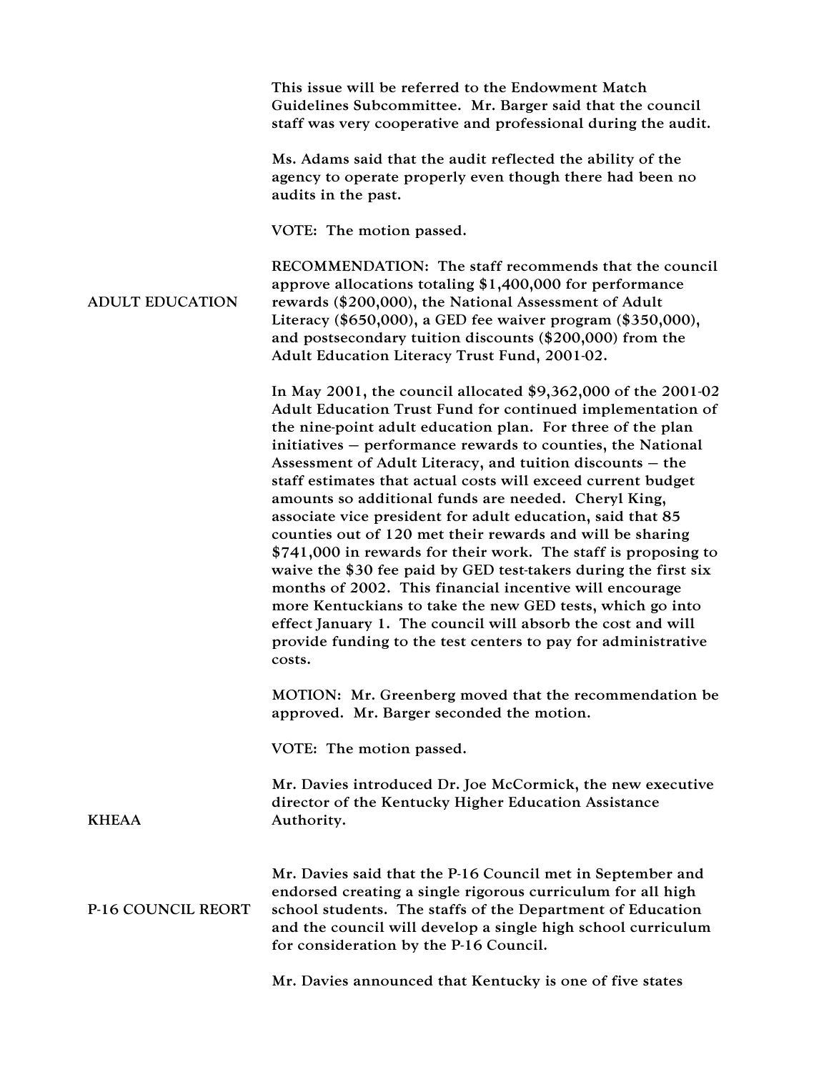This issue will be referred to the Endowment Match Guidelines Subcommittee. Mr. Barger said that the council staff was very cooperative and professional during the audit.

Ms. Adams said that the audit reflected the ability of the agency to operate properly even though there had been no audits in the past.

VOTE: The motion passed.

## ADULT EDUCATION

RECOMMENDATION: The staff recommends that the council approve allocations totaling $1,400,000 for performance rewards ($200,000), the National Assessment of Adult Literacy ($650,000), a GED fee waiver program ($350,000), and postsecondary tuition discounts ($200,000) from the Adult Education Literacy Trust Fund, 2001-02.

In May 2001, the council allocated $9,362,000 of the 2001-02 Adult Education Trust Fund for continued implementation of the nine-point adult education plan. For three of the plan initiatives – performance rewards to counties, the National Assessment of Adult Literacy, and tuition discounts – the staff estimates that actual costs will exceed current budget amounts so additional funds are needed. Cheryl King, associate vice president for adult education, said that 85 counties out of 120 met their rewards and will be sharing $741,000 in rewards for their work. The staff is proposing to waive the $30 fee paid by GED test-takers during the first six months of 2002. This financial incentive will encourage more Kentuckians to take the new GED tests, which go into effect January 1. The council will absorb the cost and will provide funding to the test centers to pay for administrative costs.

MOTION: Mr. Greenberg moved that the recommendation be approved. Mr. Barger seconded the motion.

VOTE: The motion passed.

## KHEAA

Mr. Davies introduced Dr. Joe McCormick, the new executive director of the Kentucky Higher Education Assistance Authority.

## P-16 COUNCIL REORT

Mr. Davies said that the P-16 Council met in September and endorsed creating a single rigorous curriculum for all high school students. The staffs of the Department of Education and the council will develop a single high school curriculum for consideration by the P-16 Council.

Mr. Davies announced that Kentucky is one of five states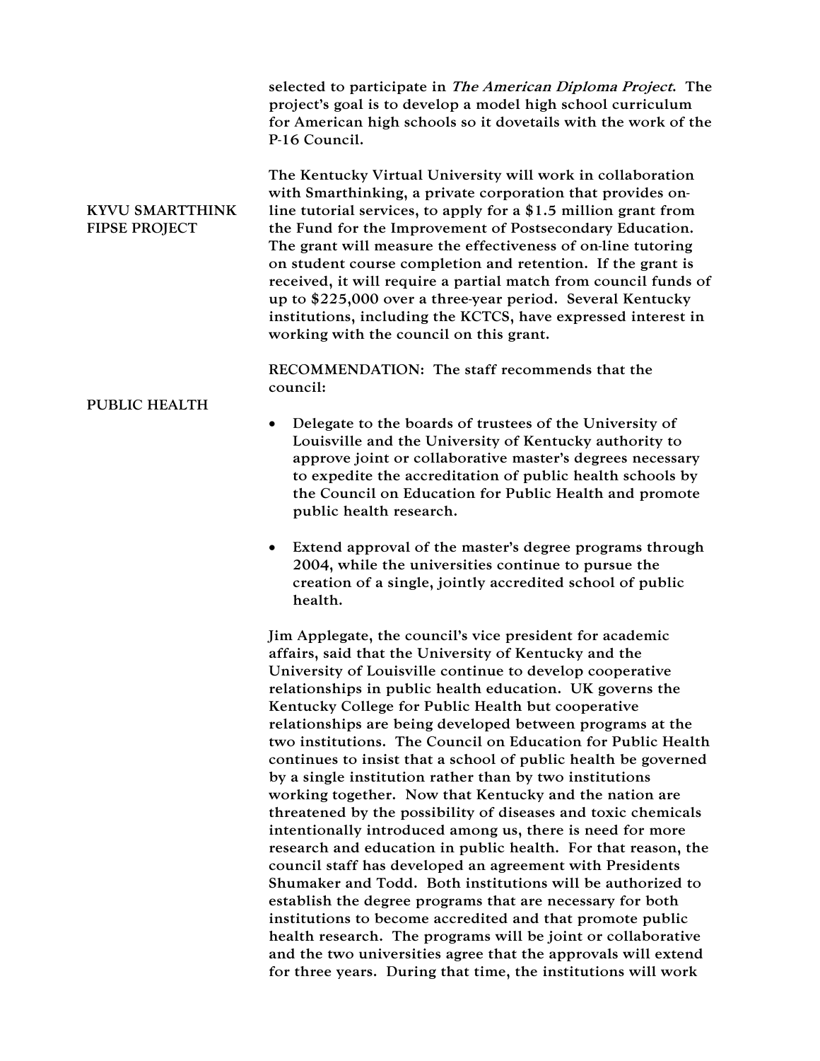selected to participate in *The American Diploma Project*. The project's goal is to develop a model high school curriculum for American high schools so it dovetails with the work of the P-16 Council.

**KYVU SMARTTHINK FIPSE PROJECT**

The Kentucky Virtual University will work in collaboration with Smarthinking, a private corporation that provides on-line tutorial services, to apply for a $1.5 million grant from the Fund for the Improvement of Postsecondary Education. The grant will measure the effectiveness of on-line tutoring on student course completion and retention. If the grant is received, it will require a partial match from council funds of up to $225,000 over a three-year period. Several Kentucky institutions, including the KCTCS, have expressed interest in working with the council on this grant.

**PUBLIC HEALTH**

RECOMMENDATION: The staff recommends that the council:

- Delegate to the boards of trustees of the University of Louisville and the University of Kentucky authority to approve joint or collaborative master's degrees necessary to expedite the accreditation of public health schools by the Council on Education for Public Health and promote public health research.

- Extend approval of the master's degree programs through 2004, while the universities continue to pursue the creation of a single, jointly accredited school of public health.

Jim Applegate, the council's vice president for academic affairs, said that the University of Kentucky and the University of Louisville continue to develop cooperative relationships in public health education. UK governs the Kentucky College for Public Health but cooperative relationships are being developed between programs at the two institutions. The Council on Education for Public Health continues to insist that a school of public health be governed by a single institution rather than by two institutions working together. Now that Kentucky and the nation are threatened by the possibility of diseases and toxic chemicals intentionally introduced among us, there is need for more research and education in public health. For that reason, the council staff has developed an agreement with Presidents Shumaker and Todd. Both institutions will be authorized to establish the degree programs that are necessary for both institutions to become accredited and that promote public health research. The programs will be joint or collaborative and the two universities agree that the approvals will extend for three years. During that time, the institutions will work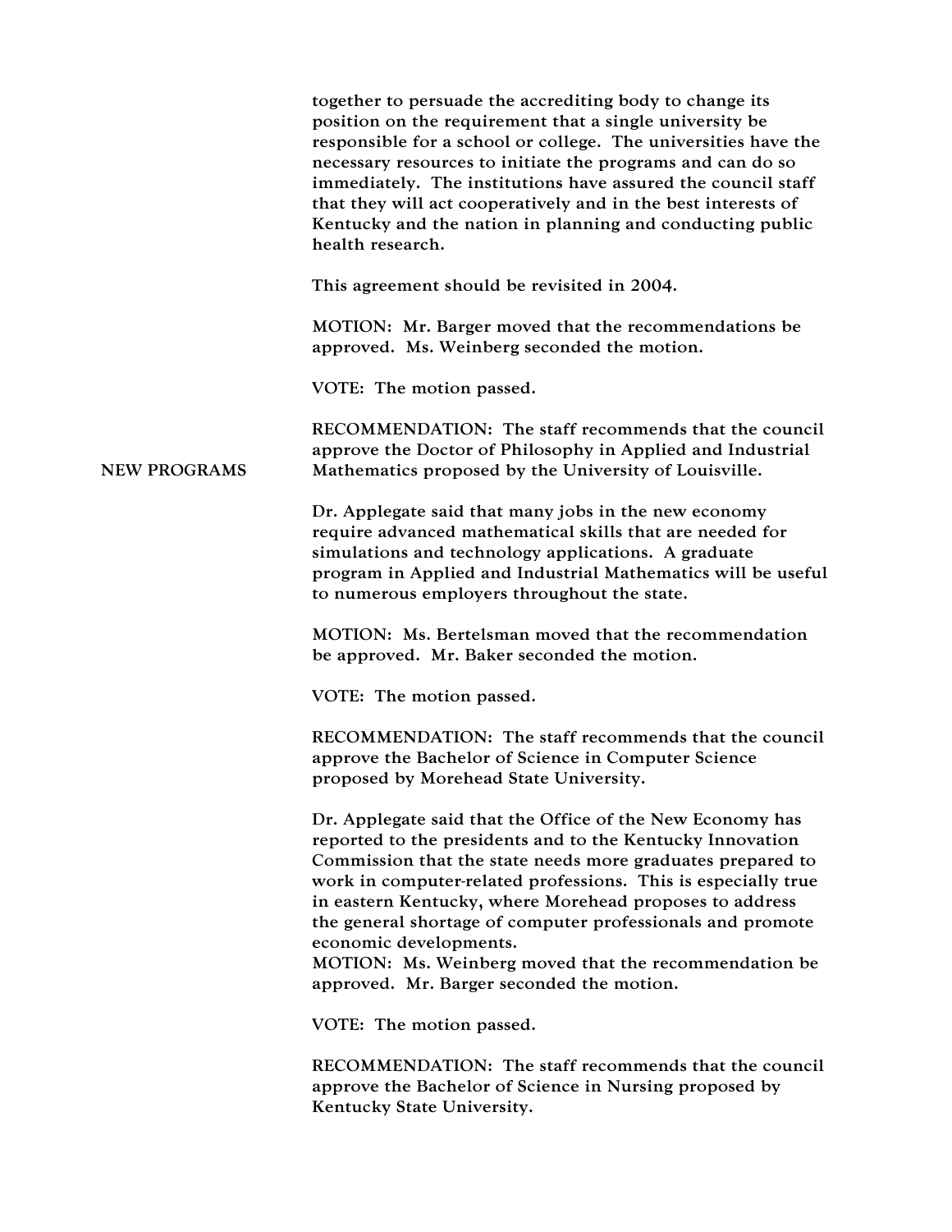together to persuade the accrediting body to change its position on the requirement that a single university be responsible for a school or college. The universities have the necessary resources to initiate the programs and can do so immediately. The institutions have assured the council staff that they will act cooperatively and in the best interests of Kentucky and the nation in planning and conducting public health research.

This agreement should be revisited in 2004.

MOTION: Mr. Barger moved that the recommendations be approved. Ms. Weinberg seconded the motion.

VOTE: The motion passed.

**NEW PROGRAMS**

RECOMMENDATION: The staff recommends that the council approve the Doctor of Philosophy in Applied and Industrial Mathematics proposed by the University of Louisville.

Dr. Applegate said that many jobs in the new economy require advanced mathematical skills that are needed for simulations and technology applications. A graduate program in Applied and Industrial Mathematics will be useful to numerous employers throughout the state.

MOTION: Ms. Bertelsman moved that the recommendation be approved. Mr. Baker seconded the motion.

VOTE: The motion passed.

RECOMMENDATION: The staff recommends that the council approve the Bachelor of Science in Computer Science proposed by Morehead State University.

Dr. Applegate said that the Office of the New Economy has reported to the presidents and to the Kentucky Innovation Commission that the state needs more graduates prepared to work in computer-related professions. This is especially true in eastern Kentucky, where Morehead proposes to address the general shortage of computer professionals and promote economic developments.

MOTION: Ms. Weinberg moved that the recommendation be approved. Mr. Barger seconded the motion.

VOTE: The motion passed.

RECOMMENDATION: The staff recommends that the council approve the Bachelor of Science in Nursing proposed by Kentucky State University.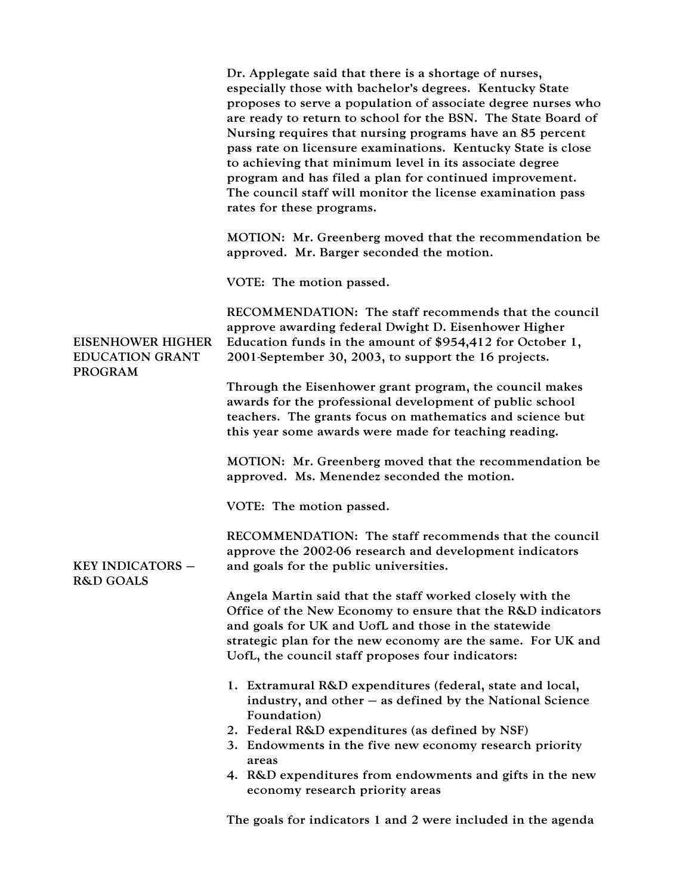Dr. Applegate said that there is a shortage of nurses, especially those with bachelor's degrees. Kentucky State proposes to serve a population of associate degree nurses who are ready to return to school for the BSN. The State Board of Nursing requires that nursing programs have an 85 percent pass rate on licensure examinations. Kentucky State is close to achieving that minimum level in its associate degree program and has filed a plan for continued improvement. The council staff will monitor the license examination pass rates for these programs.

MOTION: Mr. Greenberg moved that the recommendation be approved. Mr. Barger seconded the motion.

VOTE: The motion passed.

## EISENHOWER HIGHER EDUCATION GRANT PROGRAM

RECOMMENDATION: The staff recommends that the council approve awarding federal Dwight D. Eisenhower Higher Education funds in the amount of $954,412 for October 1, 2001-September 30, 2003, to support the 16 projects.

Through the Eisenhower grant program, the council makes awards for the professional development of public school teachers. The grants focus on mathematics and science but this year some awards were made for teaching reading.

MOTION: Mr. Greenberg moved that the recommendation be approved. Ms. Menendez seconded the motion.

VOTE: The motion passed.

## KEY INDICATORS – R&D GOALS

RECOMMENDATION: The staff recommends that the council approve the 2002-06 research and development indicators and goals for the public universities.

Angela Martin said that the staff worked closely with the Office of the New Economy to ensure that the R&D indicators and goals for UK and UofL and those in the statewide strategic plan for the new economy are the same. For UK and UofL, the council staff proposes four indicators:

1. Extramural R&D expenditures (federal, state and local, industry, and other – as defined by the National Science Foundation)
2. Federal R&D expenditures (as defined by NSF)
3. Endowments in the five new economy research priority areas
4. R&D expenditures from endowments and gifts in the new economy research priority areas

The goals for indicators 1 and 2 were included in the agenda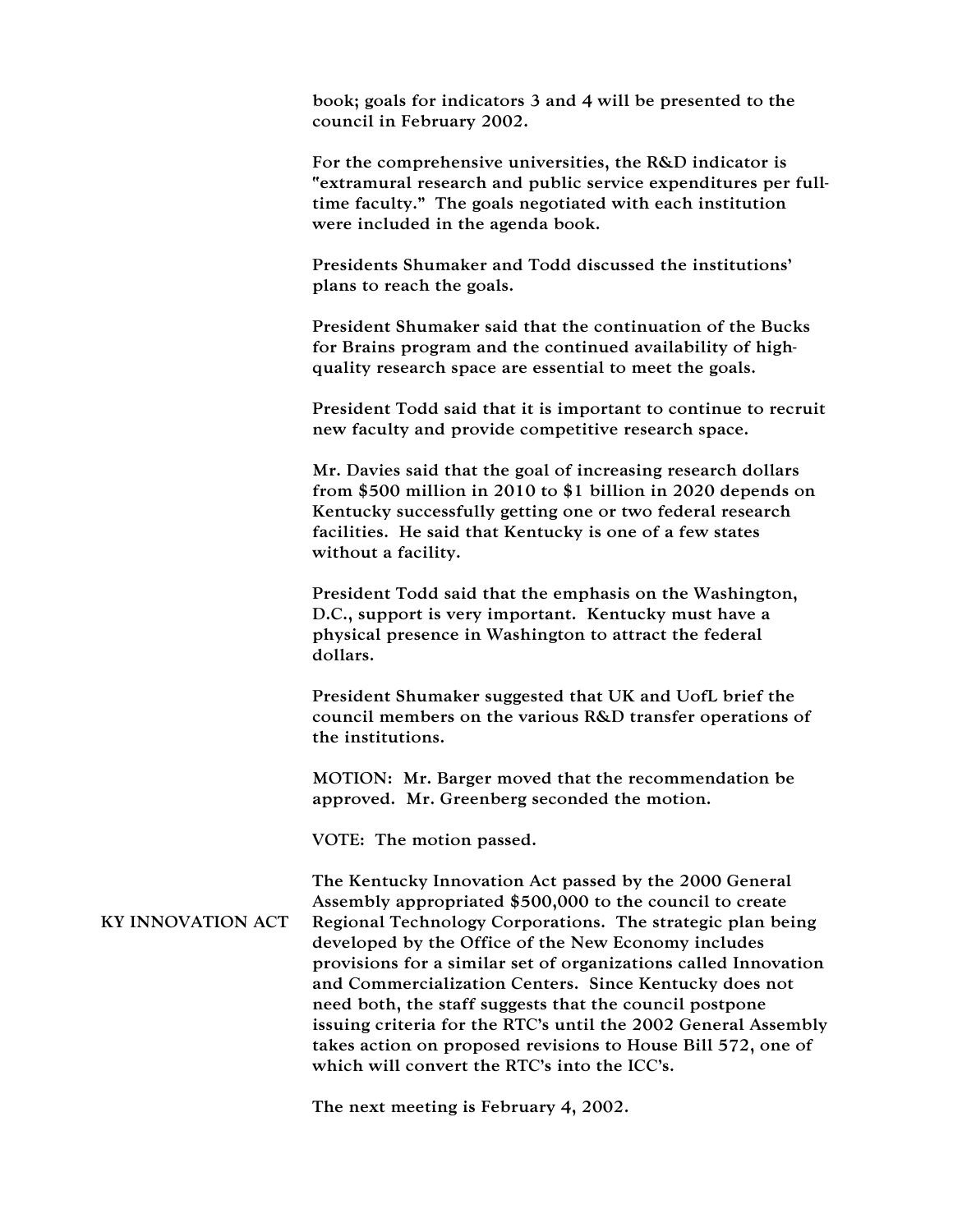book; goals for indicators 3 and 4 will be presented to the council in February 2002.

For the comprehensive universities, the R&D indicator is "extramural research and public service expenditures per full-time faculty." The goals negotiated with each institution were included in the agenda book.

Presidents Shumaker and Todd discussed the institutions' plans to reach the goals.

President Shumaker said that the continuation of the Bucks for Brains program and the continued availability of high-quality research space are essential to meet the goals.

President Todd said that it is important to continue to recruit new faculty and provide competitive research space.

Mr. Davies said that the goal of increasing research dollars from $500 million in 2010 to $1 billion in 2020 depends on Kentucky successfully getting one or two federal research facilities. He said that Kentucky is one of a few states without a facility.

President Todd said that the emphasis on the Washington, D.C., support is very important. Kentucky must have a physical presence in Washington to attract the federal dollars.

President Shumaker suggested that UK and UofL brief the council members on the various R&D transfer operations of the institutions.

MOTION: Mr. Barger moved that the recommendation be approved. Mr. Greenberg seconded the motion.

VOTE: The motion passed.

**KY INNOVATION ACT**

The Kentucky Innovation Act passed by the 2000 General Assembly appropriated $500,000 to the council to create Regional Technology Corporations. The strategic plan being developed by the Office of the New Economy includes provisions for a similar set of organizations called Innovation and Commercialization Centers. Since Kentucky does not need both, the staff suggests that the council postpone issuing criteria for the RTC's until the 2002 General Assembly takes action on proposed revisions to House Bill 572, one of which will convert the RTC's into the ICC's.

The next meeting is February 4, 2002.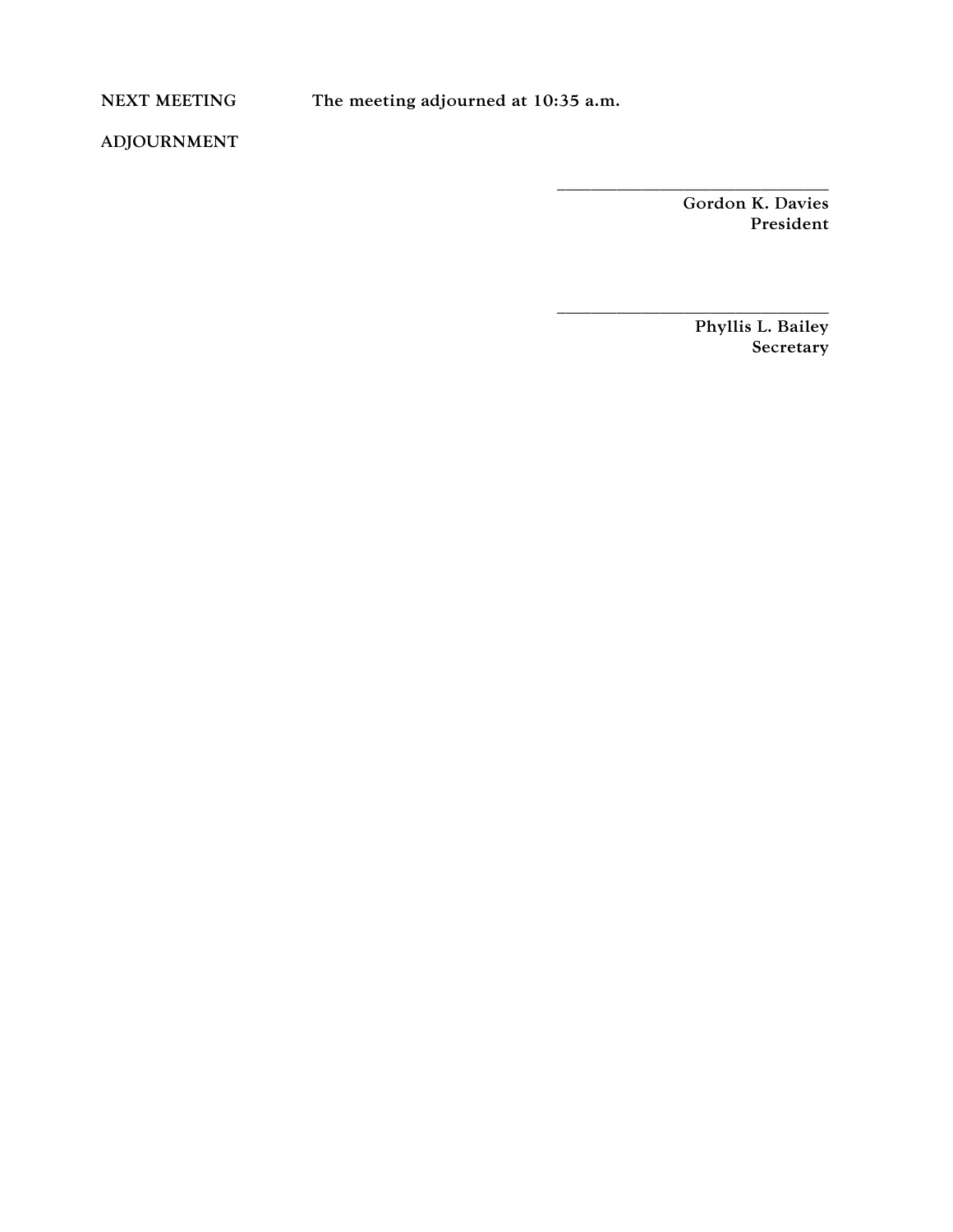**NEXT MEETING** The meeting adjourned at 10:35 a.m.

**ADJOURNMENT**

\_\_\_\_\_\_\_\_\_\_\_\_\_\_\_\_\_\_\_\_\_\_\_\_\_\_\_\_\_\_\_\_\_

**Gordon K. Davies**
**President**

\_\_\_\_\_\_\_\_\_\_\_\_\_\_\_\_\_\_\_\_\_\_\_\_\_\_\_\_\_\_\_\_\_

**Phyllis L. Bailey**
**Secretary**